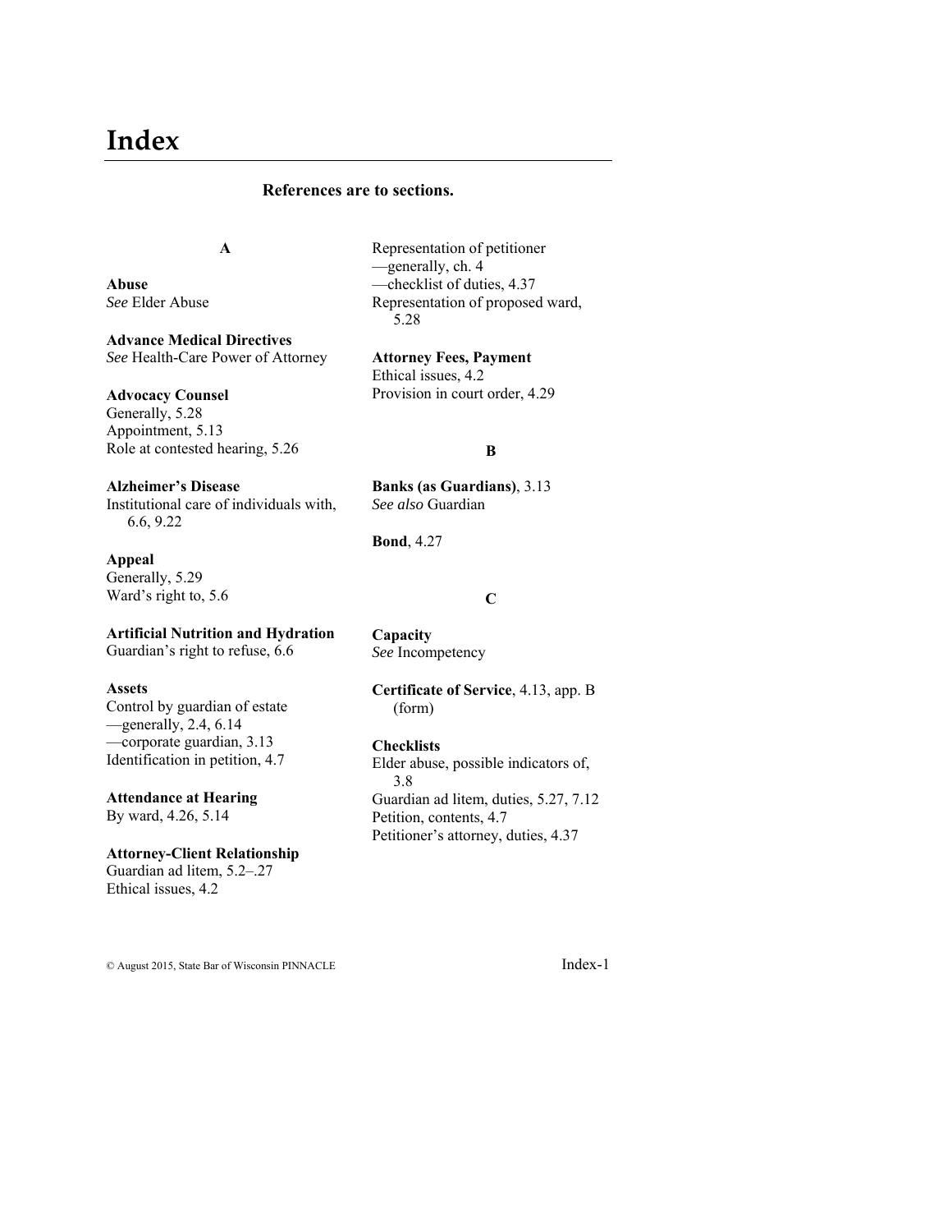# Index

**References are to sections.**

**A**

**Abuse**
*See* Elder Abuse

**Advance Medical Directives**
*See* Health-Care Power of Attorney

**Advocacy Counsel**
Generally, 5.28
Appointment, 5.13
Role at contested hearing, 5.26

**Alzheimer's Disease**
Institutional care of individuals with, 6.6, 9.22

**Appeal**
Generally, 5.29
Ward's right to, 5.6

**Artificial Nutrition and Hydration**
Guardian's right to refuse, 6.6

**Assets**
Control by guardian of estate
—generally, 2.4, 6.14
—corporate guardian, 3.13
Identification in petition, 4.7

**Attendance at Hearing**
By ward, 4.26, 5.14

**Attorney-Client Relationship**
Guardian ad litem, 5.2–.27
Ethical issues, 4.2
Representation of petitioner
—generally, ch. 4
—checklist of duties, 4.37
Representation of proposed ward, 5.28

**Attorney Fees, Payment**
Ethical issues, 4.2
Provision in court order, 4.29

**B**

**Banks (as Guardians)**, 3.13
*See also* Guardian

**Bond**, 4.27

**C**

**Capacity**
*See* Incompetency

**Certificate of Service**, 4.13, app. B (form)

**Checklists**
Elder abuse, possible indicators of, 3.8
Guardian ad litem, duties, 5.27, 7.12
Petition, contents, 4.7
Petitioner's attorney, duties, 4.37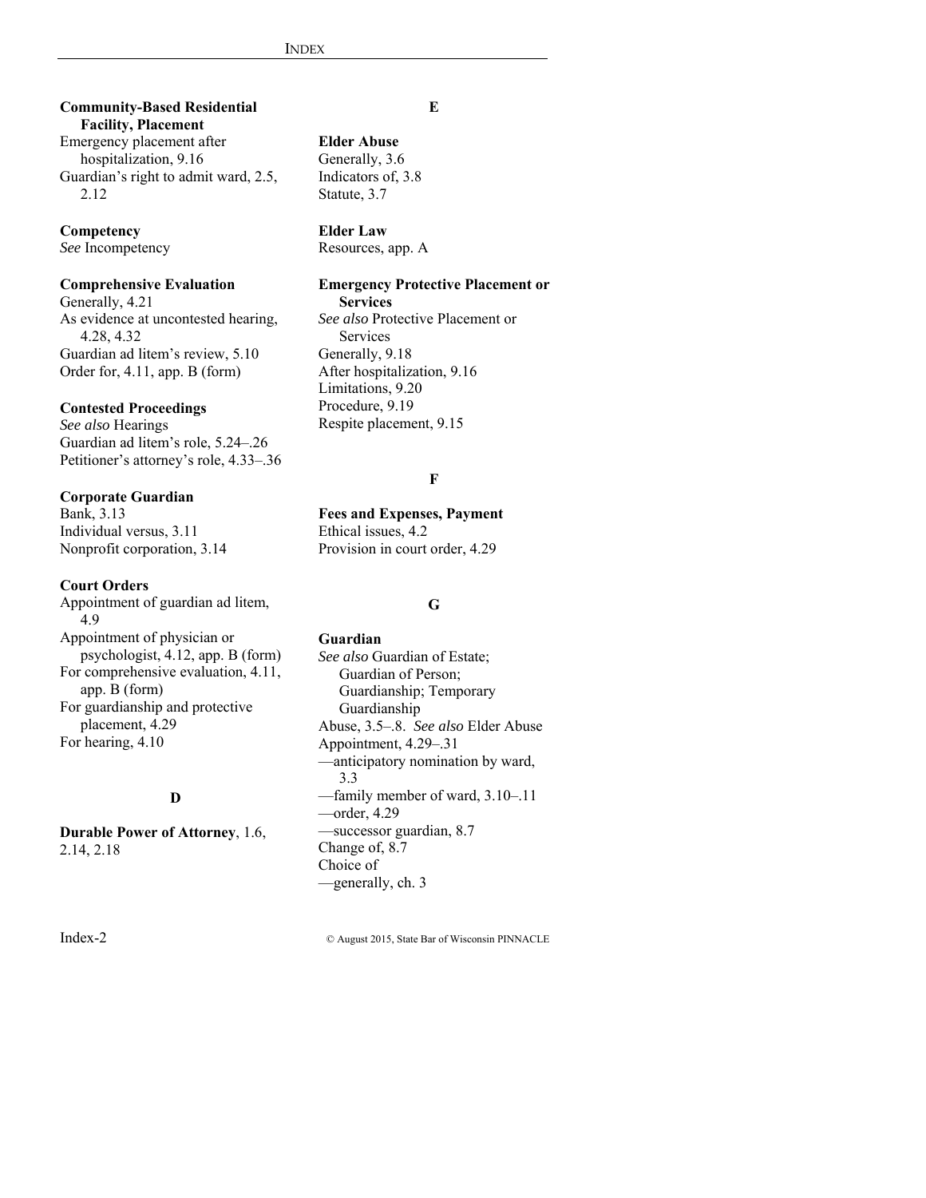**Community-Based Residential Facility, Placement**
Emergency placement after hospitalization, 9.16
Guardian's right to admit ward, 2.5, 2.12

**Competency**
*See* Incompetency

**Comprehensive Evaluation**
Generally, 4.21
As evidence at uncontested hearing, 4.28, 4.32
Guardian ad litem's review, 5.10
Order for, 4.11, app. B (form)

**Contested Proceedings**
*See also* Hearings
Guardian ad litem's role, 5.24–.26
Petitioner's attorney's role, 4.33–.36

**Corporate Guardian**
Bank, 3.13
Individual versus, 3.11
Nonprofit corporation, 3.14

**Court Orders**
Appointment of guardian ad litem, 4.9
Appointment of physician or psychologist, 4.12, app. B (form)
For comprehensive evaluation, 4.11, app. B (form)
For guardianship and protective placement, 4.29
For hearing, 4.10

## D

**Durable Power of Attorney**, 1.6, 2.14, 2.18

## E

**Elder Abuse**
Generally, 3.6
Indicators of, 3.8
Statute, 3.7

**Elder Law**
Resources, app. A

**Emergency Protective Placement or Services**
*See also* Protective Placement or Services
Generally, 9.18
After hospitalization, 9.16
Limitations, 9.20
Procedure, 9.19
Respite placement, 9.15

## F

**Fees and Expenses, Payment**
Ethical issues, 4.2
Provision in court order, 4.29

## G

**Guardian**
*See also* Guardian of Estate; Guardian of Person; Guardianship; Temporary Guardianship
Abuse, 3.5–.8. *See also* Elder Abuse
Appointment, 4.29–.31
—anticipatory nomination by ward, 3.3
—family member of ward, 3.10–.11
—order, 4.29
—successor guardian, 8.7
Change of, 8.7
Choice of
—generally, ch. 3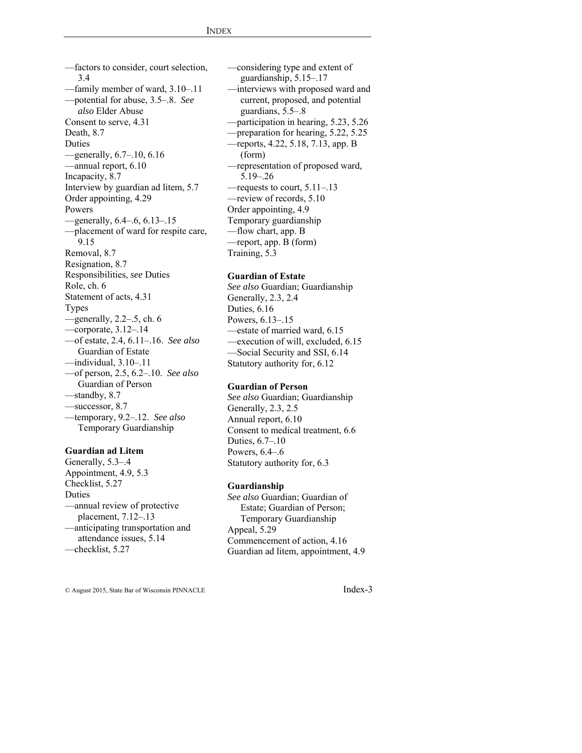—factors to consider, court selection, 3.4
—family member of ward, 3.10–.11
—potential for abuse, 3.5–.8. *See also* Elder Abuse
Consent to serve, 4.31
Death, 8.7
Duties
—generally, 6.7–.10, 6.16
—annual report, 6.10
Incapacity, 8.7
Interview by guardian ad litem, 5.7
Order appointing, 4.29
Powers
—generally, 6.4–.6, 6.13–.15
—placement of ward for respite care, 9.15
Removal, 8.7
Resignation, 8.7
Responsibilities, *see* Duties
Role, ch. 6
Statement of acts, 4.31
Types
—generally, 2.2–.5, ch. 6
—corporate, 3.12–.14
—of estate, 2.4, 6.11–.16. *See also* Guardian of Estate
—individual, 3.10–.11
—of person, 2.5, 6.2–.10. *See also* Guardian of Person
—standby, 8.7
—successor, 8.7
—temporary, 9.2–.12. *See also* Temporary Guardianship

**Guardian ad Litem**
Generally, 5.3–.4
Appointment, 4.9, 5.3
Checklist, 5.27
Duties
—annual review of protective placement, 7.12–.13
—anticipating transportation and attendance issues, 5.14
—checklist, 5.27
—considering type and extent of guardianship, 5.15–.17
—interviews with proposed ward and current, proposed, and potential guardians, 5.5–.8
—participation in hearing, 5.23, 5.26
—preparation for hearing, 5.22, 5.25
—reports, 4.22, 5.18, 7.13, app. B (form)
—representation of proposed ward, 5.19–.26
—requests to court, 5.11–.13
—review of records, 5.10
Order appointing, 4.9
Temporary guardianship
—flow chart, app. B
—report, app. B (form)
Training, 5.3

**Guardian of Estate**
*See also* Guardian; Guardianship
Generally, 2.3, 2.4
Duties, 6.16
Powers, 6.13–.15
—estate of married ward, 6.15
—execution of will, excluded, 6.15
—Social Security and SSI, 6.14
Statutory authority for, 6.12

**Guardian of Person**
*See also* Guardian; Guardianship
Generally, 2.3, 2.5
Annual report, 6.10
Consent to medical treatment, 6.6
Duties, 6.7–.10
Powers, 6.4–.6
Statutory authority for, 6.3

**Guardianship**
*See also* Guardian; Guardian of Estate; Guardian of Person; Temporary Guardianship
Appeal, 5.29
Commencement of action, 4.16
Guardian ad litem, appointment, 4.9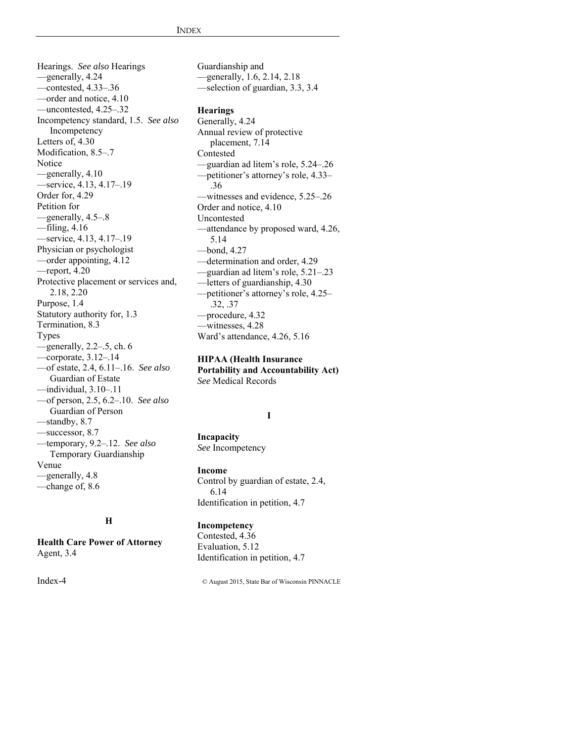Hearings. *See also* Hearings
—generally, 4.24
—contested, 4.33–.36
—order and notice, 4.10
—uncontested, 4.25–.32
Incompetency standard, 1.5. *See also* Incompetency
Letters of, 4.30
Modification, 8.5–.7
Notice
—generally, 4.10
—service, 4.13, 4.17–.19
Order for, 4.29
Petition for
—generally, 4.5–.8
—filing, 4.16
—service, 4.13, 4.17–.19
Physician or psychologist
—order appointing, 4.12
—report, 4.20
Protective placement or services and, 2.18, 2.20
Purpose, 1.4
Statutory authority for, 1.3
Termination, 8.3
Types
—generally, 2.2–.5, ch. 6
—corporate, 3.12–.14
—of estate, 2.4, 6.11–.16. *See also* Guardian of Estate
—individual, 3.10–.11
—of person, 2.5, 6.2–.10. *See also* Guardian of Person
—standby, 8.7
—successor, 8.7
—temporary, 9.2–.12. *See also* Temporary Guardianship
Venue
—generally, 4.8
—change of, 8.6

## H

**Health Care Power of Attorney**
Agent, 3.4
Guardianship and
—generally, 1.6, 2.14, 2.18
—selection of guardian, 3.3, 3.4

**Hearings**
Generally, 4.24
Annual review of protective placement, 7.14
Contested
—guardian ad litem's role, 5.24–.26
—petitioner's attorney's role, 4.33–.36
—witnesses and evidence, 5.25–.26
Order and notice, 4.10
Uncontested
—attendance by proposed ward, 4.26, 5.14
—bond, 4.27
—determination and order, 4.29
—guardian ad litem's role, 5.21–.23
—letters of guardianship, 4.30
—petitioner's attorney's role, 4.25–.32, .37
—procedure, 4.32
—witnesses, 4.28
Ward's attendance, 4.26, 5.16

**HIPAA (Health Insurance Portability and Accountability Act)**
*See* Medical Records

## I

**Incapacity**
*See* Incompetency

**Income**
Control by guardian of estate, 2.4, 6.14
Identification in petition, 4.7

**Incompetency**
Contested, 4.36
Evaluation, 5.12
Identification in petition, 4.7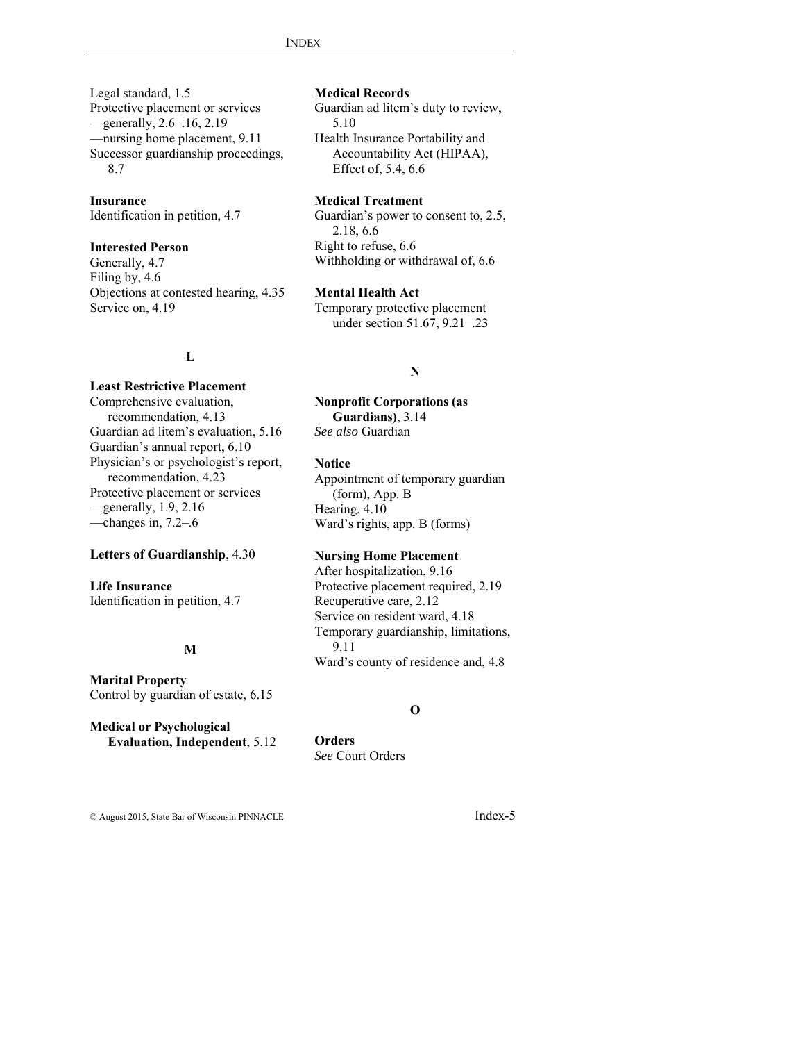Legal standard, 1.5
Protective placement or services
—generally, 2.6–.16, 2.19
—nursing home placement, 9.11
Successor guardianship proceedings, 8.7

**Insurance**
Identification in petition, 4.7

**Interested Person**
Generally, 4.7
Filing by, 4.6
Objections at contested hearing, 4.35
Service on, 4.19

**L**

**Least Restrictive Placement**
Comprehensive evaluation, recommendation, 4.13
Guardian ad litem's evaluation, 5.16
Guardian's annual report, 6.10
Physician's or psychologist's report, recommendation, 4.23
Protective placement or services
—generally, 1.9, 2.16
—changes in, 7.2–.6

**Letters of Guardianship**, 4.30

**Life Insurance**
Identification in petition, 4.7

**M**

**Marital Property**
Control by guardian of estate, 6.15

**Medical or Psychological Evaluation, Independent**, 5.12

**Medical Records**
Guardian ad litem's duty to review, 5.10
Health Insurance Portability and Accountability Act (HIPAA), Effect of, 5.4, 6.6

**Medical Treatment**
Guardian's power to consent to, 2.5, 2.18, 6.6
Right to refuse, 6.6
Withholding or withdrawal of, 6.6

**Mental Health Act**
Temporary protective placement under section 51.67, 9.21–.23

**N**

**Nonprofit Corporations (as Guardians)**, 3.14
*See also* Guardian

**Notice**
Appointment of temporary guardian (form), App. B
Hearing, 4.10
Ward's rights, app. B (forms)

**Nursing Home Placement**
After hospitalization, 9.16
Protective placement required, 2.19
Recuperative care, 2.12
Service on resident ward, 4.18
Temporary guardianship, limitations, 9.11
Ward's county of residence and, 4.8

**O**

**Orders**
*See* Court Orders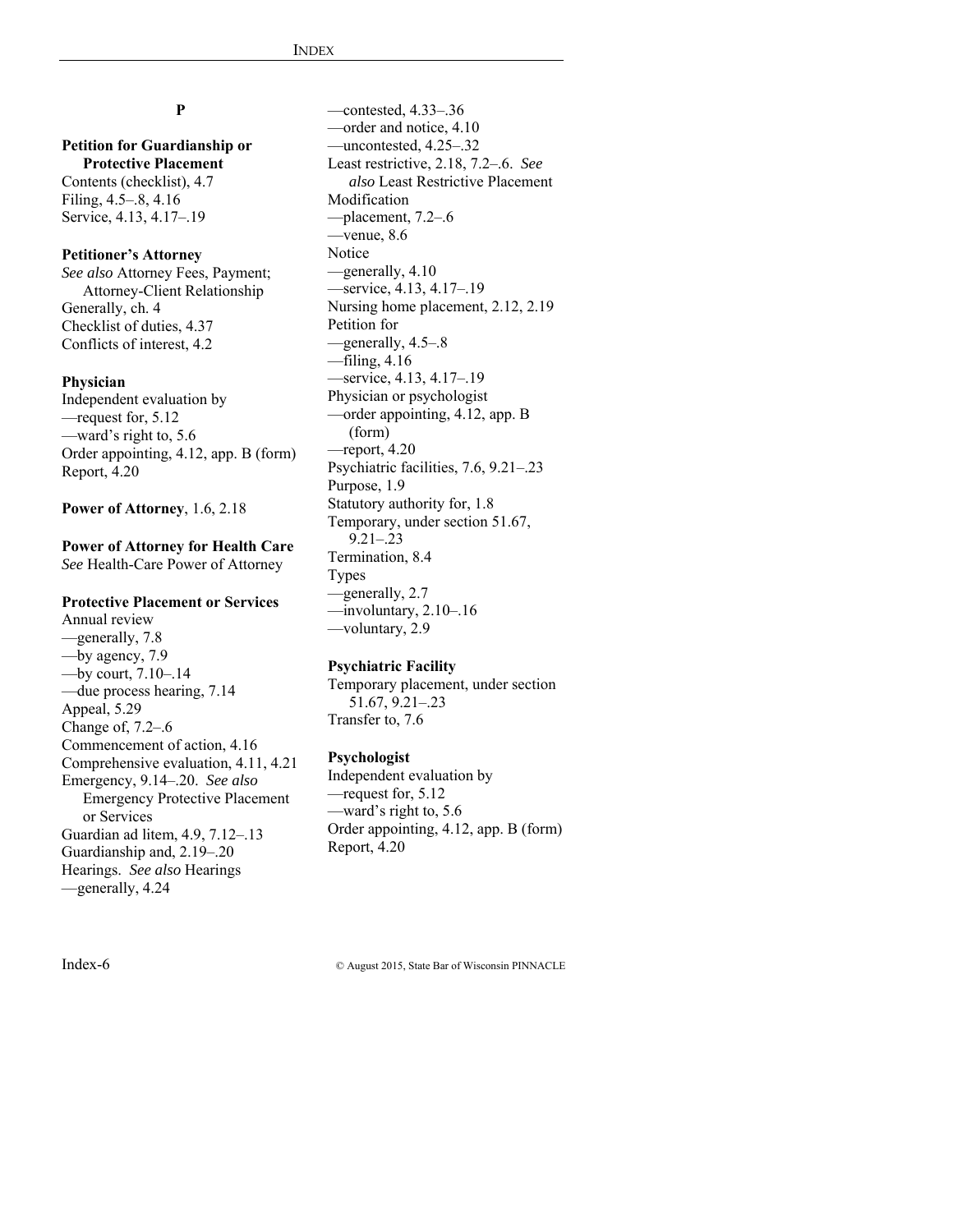### P

**Petition for Guardianship or Protective Placement**
Contents (checklist), 4.7
Filing, 4.5–.8, 4.16
Service, 4.13, 4.17–.19

**Petitioner's Attorney**
*See also* Attorney Fees, Payment; Attorney-Client Relationship
Generally, ch. 4
Checklist of duties, 4.37
Conflicts of interest, 4.2

**Physician**
Independent evaluation by
—request for, 5.12
—ward's right to, 5.6
Order appointing, 4.12, app. B (form)
Report, 4.20

**Power of Attorney**, 1.6, 2.18

**Power of Attorney for Health Care**
*See* Health-Care Power of Attorney

**Protective Placement or Services**
Annual review
—generally, 7.8
—by agency, 7.9
—by court, 7.10–.14
—due process hearing, 7.14
Appeal, 5.29
Change of, 7.2–.6
Commencement of action, 4.16
Comprehensive evaluation, 4.11, 4.21
Emergency, 9.14–.20. *See also* Emergency Protective Placement or Services
Guardian ad litem, 4.9, 7.12–.13
Guardianship and, 2.19–.20
Hearings. *See also* Hearings
—generally, 4.24
—contested, 4.33–.36
—order and notice, 4.10
—uncontested, 4.25–.32
Least restrictive, 2.18, 7.2–.6. *See also* Least Restrictive Placement
Modification
—placement, 7.2–.6
—venue, 8.6
Notice
—generally, 4.10
—service, 4.13, 4.17–.19
Nursing home placement, 2.12, 2.19
Petition for
—generally, 4.5–.8
—filing, 4.16
—service, 4.13, 4.17–.19
Physician or psychologist
—order appointing, 4.12, app. B (form)
—report, 4.20
Psychiatric facilities, 7.6, 9.21–.23
Purpose, 1.9
Statutory authority for, 1.8
Temporary, under section 51.67, 9.21–.23
Termination, 8.4
Types
—generally, 2.7
—involuntary, 2.10–.16
—voluntary, 2.9

**Psychiatric Facility**
Temporary placement, under section 51.67, 9.21–.23
Transfer to, 7.6

**Psychologist**
Independent evaluation by
—request for, 5.12
—ward's right to, 5.6
Order appointing, 4.12, app. B (form)
Report, 4.20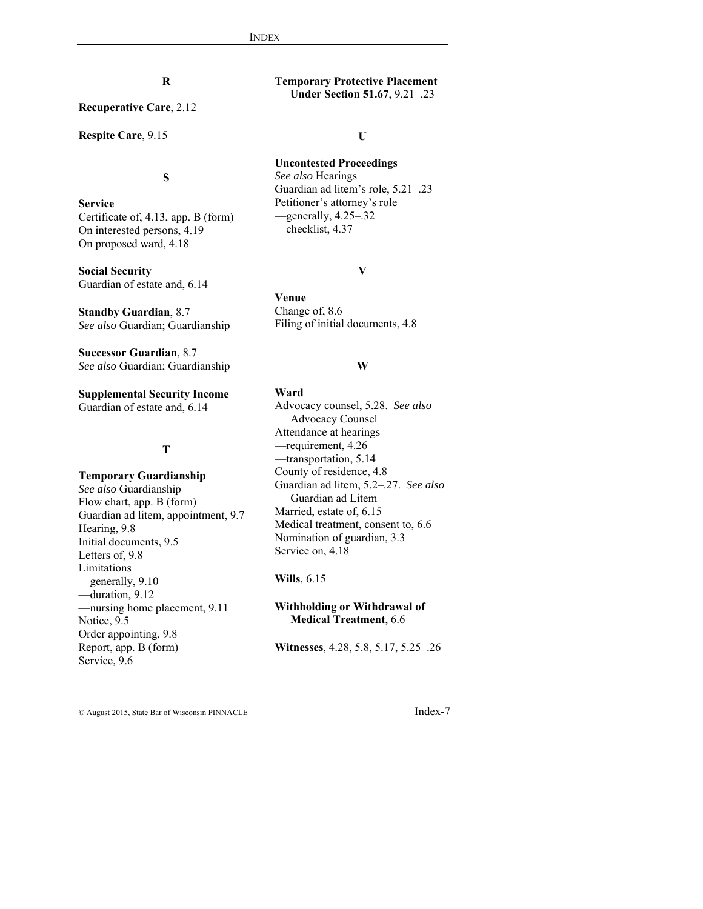## R

**Recuperative Care**, 2.12

**Respite Care**, 9.15

## S

**Service**
Certificate of, 4.13, app. B (form)
On interested persons, 4.19
On proposed ward, 4.18

**Social Security**
Guardian of estate and, 6.14

**Standby Guardian**, 8.7
*See also* Guardian; Guardianship

**Successor Guardian**, 8.7
*See also* Guardian; Guardianship

**Supplemental Security Income**
Guardian of estate and, 6.14

## T

**Temporary Guardianship**
*See also* Guardianship
Flow chart, app. B (form)
Guardian ad litem, appointment, 9.7
Hearing, 9.8
Initial documents, 9.5
Letters of, 9.8
Limitations
—generally, 9.10
—duration, 9.12
—nursing home placement, 9.11
Notice, 9.5
Order appointing, 9.8
Report, app. B (form)
Service, 9.6

**Temporary Protective Placement Under Section 51.67**, 9.21–.23

## U

**Uncontested Proceedings**
*See also* Hearings
Guardian ad litem's role, 5.21–.23
Petitioner's attorney's role
—generally, 4.25–.32
—checklist, 4.37

## V

**Venue**
Change of, 8.6
Filing of initial documents, 4.8

## W

**Ward**
Advocacy counsel, 5.28. *See also* Advocacy Counsel
Attendance at hearings
—requirement, 4.26
—transportation, 5.14
County of residence, 4.8
Guardian ad litem, 5.2–.27. *See also* Guardian ad Litem
Married, estate of, 6.15
Medical treatment, consent to, 6.6
Nomination of guardian, 3.3
Service on, 4.18

**Wills**, 6.15

**Withholding or Withdrawal of Medical Treatment**, 6.6

**Witnesses**, 4.28, 5.8, 5.17, 5.25–.26